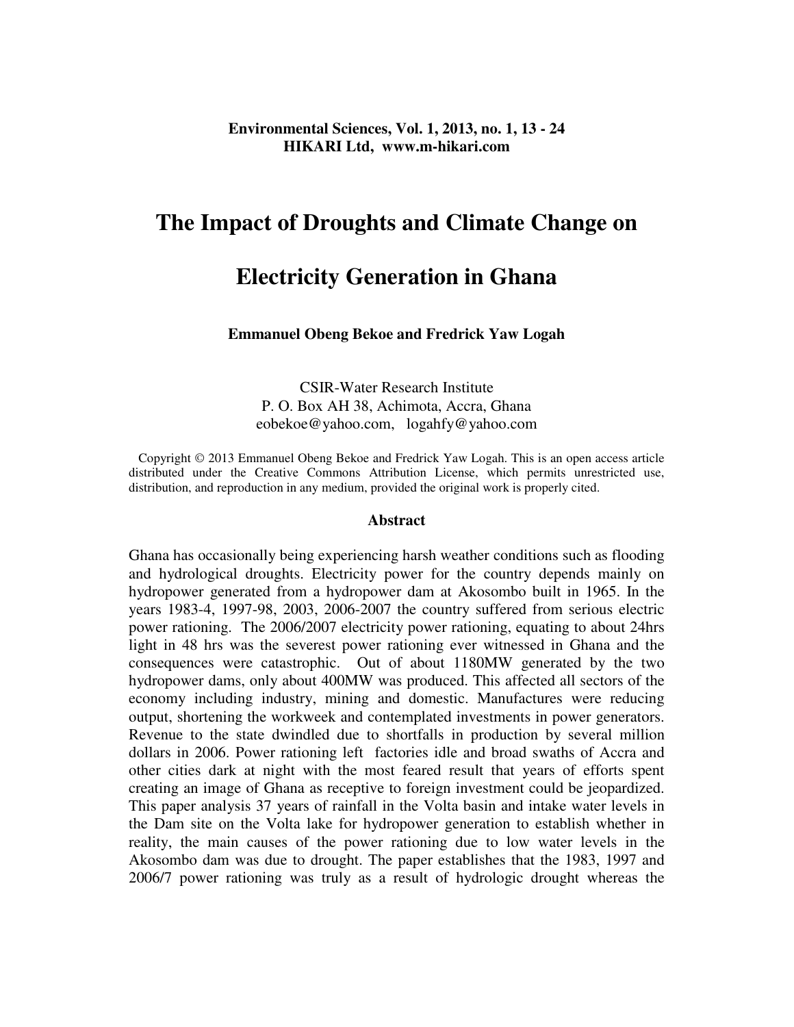# The Impact of Droughts and Climate Change on Electricity Generation in Ghana

**Emmanuel Obeng Bekoe and Fredrick Yaw Logah**

CSIR-Water Research Institute
P. O. Box AH 38, Achimota, Accra, Ghana
eobekoe@yahoo.com, logahfy@yahoo.com

Copyright © 2013 Emmanuel Obeng Bekoe and Fredrick Yaw Logah. This is an open access article distributed under the Creative Commons Attribution License, which permits unrestricted use, distribution, and reproduction in any medium, provided the original work is properly cited.

## Abstract

Ghana has occasionally being experiencing harsh weather conditions such as flooding and hydrological droughts. Electricity power for the country depends mainly on hydropower generated from a hydropower dam at Akosombo built in 1965. In the years 1983-4, 1997-98, 2003, 2006-2007 the country suffered from serious electric power rationing. The 2006/2007 electricity power rationing, equating to about 24hrs light in 48 hrs was the severest power rationing ever witnessed in Ghana and the consequences were catastrophic. Out of about 1180MW generated by the two hydropower dams, only about 400MW was produced. This affected all sectors of the economy including industry, mining and domestic. Manufactures were reducing output, shortening the workweek and contemplated investments in power generators. Revenue to the state dwindled due to shortfalls in production by several million dollars in 2006. Power rationing left factories idle and broad swaths of Accra and other cities dark at night with the most feared result that years of efforts spent creating an image of Ghana as receptive to foreign investment could be jeopardized. This paper analysis 37 years of rainfall in the Volta basin and intake water levels in the Dam site on the Volta lake for hydropower generation to establish whether in reality, the main causes of the power rationing due to low water levels in the Akosombo dam was due to drought. The paper establishes that the 1983, 1997 and 2006/7 power rationing was truly as a result of hydrologic drought whereas the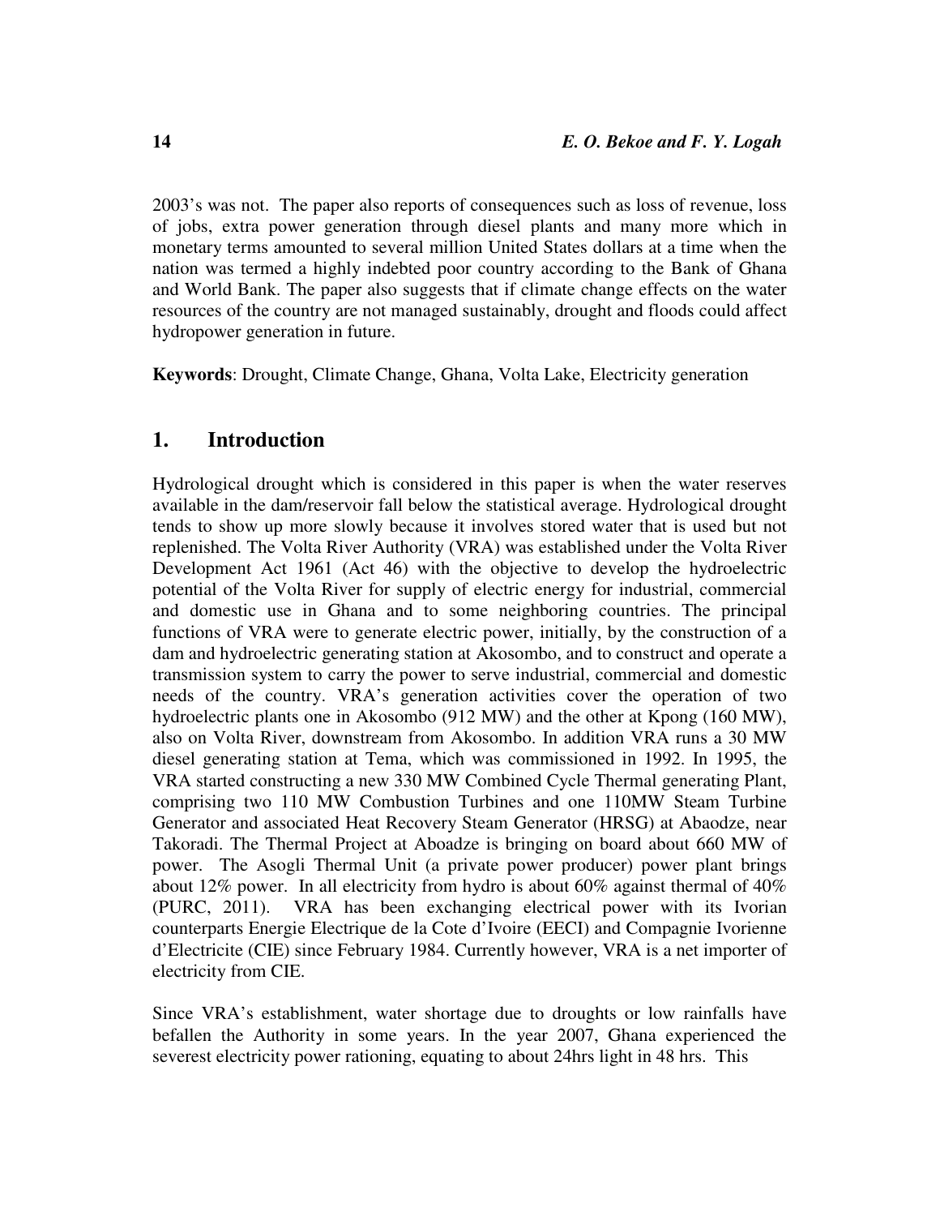2003's was not. The paper also reports of consequences such as loss of revenue, loss of jobs, extra power generation through diesel plants and many more which in monetary terms amounted to several million United States dollars at a time when the nation was termed a highly indebted poor country according to the Bank of Ghana and World Bank. The paper also suggests that if climate change effects on the water resources of the country are not managed sustainably, drought and floods could affect hydropower generation in future.

**Keywords**: Drought, Climate Change, Ghana, Volta Lake, Electricity generation

## 1. Introduction

Hydrological drought which is considered in this paper is when the water reserves available in the dam/reservoir fall below the statistical average. Hydrological drought tends to show up more slowly because it involves stored water that is used but not replenished. The Volta River Authority (VRA) was established under the Volta River Development Act 1961 (Act 46) with the objective to develop the hydroelectric potential of the Volta River for supply of electric energy for industrial, commercial and domestic use in Ghana and to some neighboring countries. The principal functions of VRA were to generate electric power, initially, by the construction of a dam and hydroelectric generating station at Akosombo, and to construct and operate a transmission system to carry the power to serve industrial, commercial and domestic needs of the country. VRA's generation activities cover the operation of two hydroelectric plants one in Akosombo (912 MW) and the other at Kpong (160 MW), also on Volta River, downstream from Akosombo. In addition VRA runs a 30 MW diesel generating station at Tema, which was commissioned in 1992. In 1995, the VRA started constructing a new 330 MW Combined Cycle Thermal generating Plant, comprising two 110 MW Combustion Turbines and one 110MW Steam Turbine Generator and associated Heat Recovery Steam Generator (HRSG) at Abaodze, near Takoradi. The Thermal Project at Aboadze is bringing on board about 660 MW of power. The Asogli Thermal Unit (a private power producer) power plant brings about 12% power. In all electricity from hydro is about 60% against thermal of 40% (PURC, 2011). VRA has been exchanging electrical power with its Ivorian counterparts Energie Electrique de la Cote d'Ivoire (EECI) and Compagnie Ivorienne d'Electricite (CIE) since February 1984. Currently however, VRA is a net importer of electricity from CIE.

Since VRA's establishment, water shortage due to droughts or low rainfalls have befallen the Authority in some years. In the year 2007, Ghana experienced the severest electricity power rationing, equating to about 24hrs light in 48 hrs. This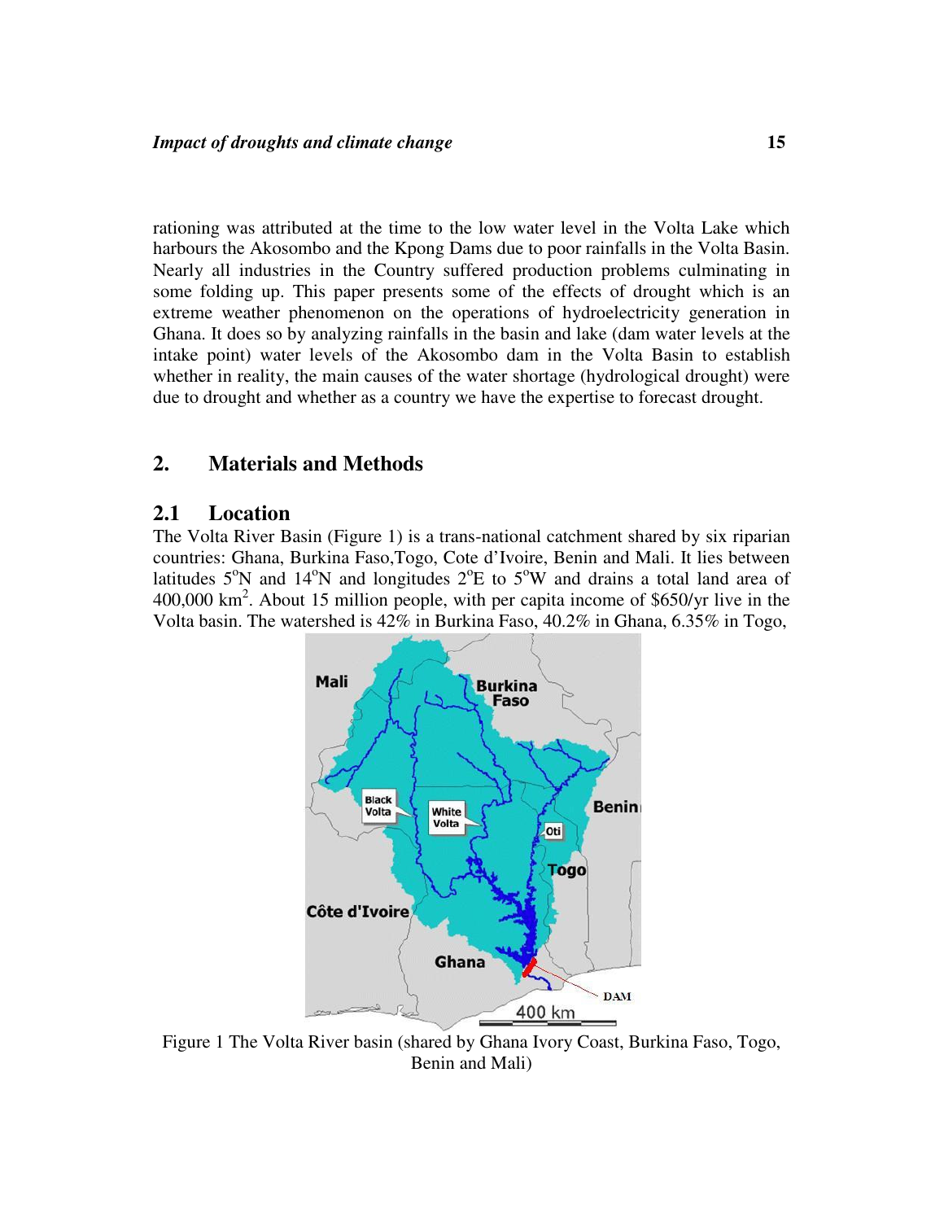rationing was attributed at the time to the low water level in the Volta Lake which harbours the Akosombo and the Kpong Dams due to poor rainfalls in the Volta Basin. Nearly all industries in the Country suffered production problems culminating in some folding up. This paper presents some of the effects of drought which is an extreme weather phenomenon on the operations of hydroelectricity generation in Ghana. It does so by analyzing rainfalls in the basin and lake (dam water levels at the intake point) water levels of the Akosombo dam in the Volta Basin to establish whether in reality, the main causes of the water shortage (hydrological drought) were due to drought and whether as a country we have the expertise to forecast drought.

## 2. Materials and Methods

### 2.1 Location

The Volta River Basin (Figure 1) is a trans-national catchment shared by six riparian countries: Ghana, Burkina Faso,Togo, Cote d'Ivoire, Benin and Mali. It lies between latitudes 5°N and 14°N and longitudes 2°E to 5°W and drains a total land area of 400,000 km$^2$. About 15 million people, with per capita income of \$650/yr live in the Volta basin. The watershed is 42% in Burkina Faso, 40.2% in Ghana, 6.35% in Togo,

Figure 1 The Volta River basin (shared by Ghana Ivory Coast, Burkina Faso, Togo, Benin and Mali)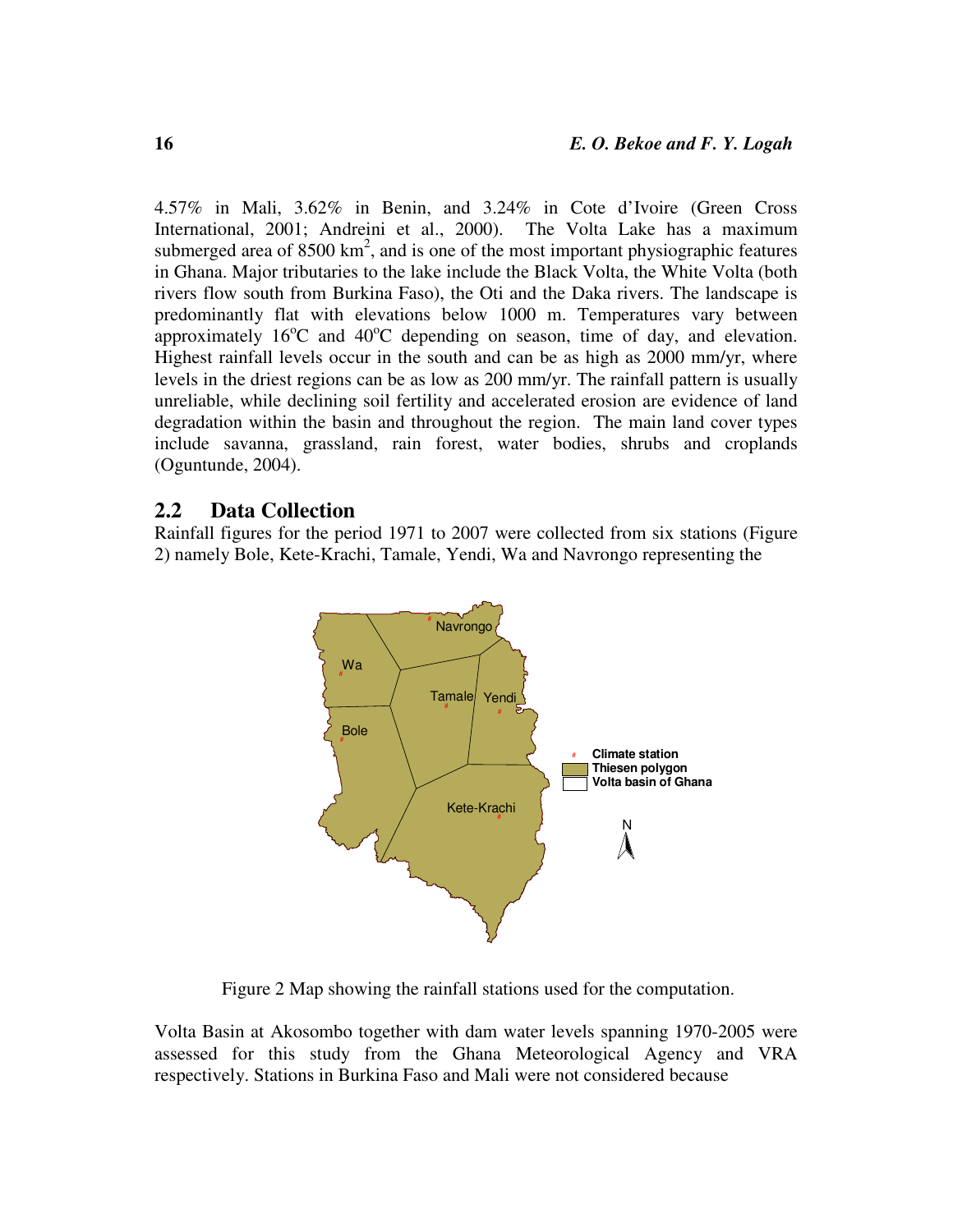4.57% in Mali, 3.62% in Benin, and 3.24% in Cote d'Ivoire (Green Cross International, 2001; Andreini et al., 2000). The Volta Lake has a maximum submerged area of 8500 km$^2$, and is one of the most important physiographic features in Ghana. Major tributaries to the lake include the Black Volta, the White Volta (both rivers flow south from Burkina Faso), the Oti and the Daka rivers. The landscape is predominantly flat with elevations below 1000 m. Temperatures vary between approximately 16$^o$C and 40$^o$C depending on season, time of day, and elevation. Highest rainfall levels occur in the south and can be as high as 2000 mm/yr, where levels in the driest regions can be as low as 200 mm/yr. The rainfall pattern is usually unreliable, while declining soil fertility and accelerated erosion are evidence of land degradation within the basin and throughout the region. The main land cover types include savanna, grassland, rain forest, water bodies, shrubs and croplands (Oguntunde, 2004).

## 2.2 Data Collection

Rainfall figures for the period 1971 to 2007 were collected from six stations (Figure 2) namely Bole, Kete-Krachi, Tamale, Yendi, Wa and Navrongo representing the

Figure 2 Map showing the rainfall stations used for the computation.

Volta Basin at Akosombo together with dam water levels spanning 1970-2005 were assessed for this study from the Ghana Meteorological Agency and VRA respectively. Stations in Burkina Faso and Mali were not considered because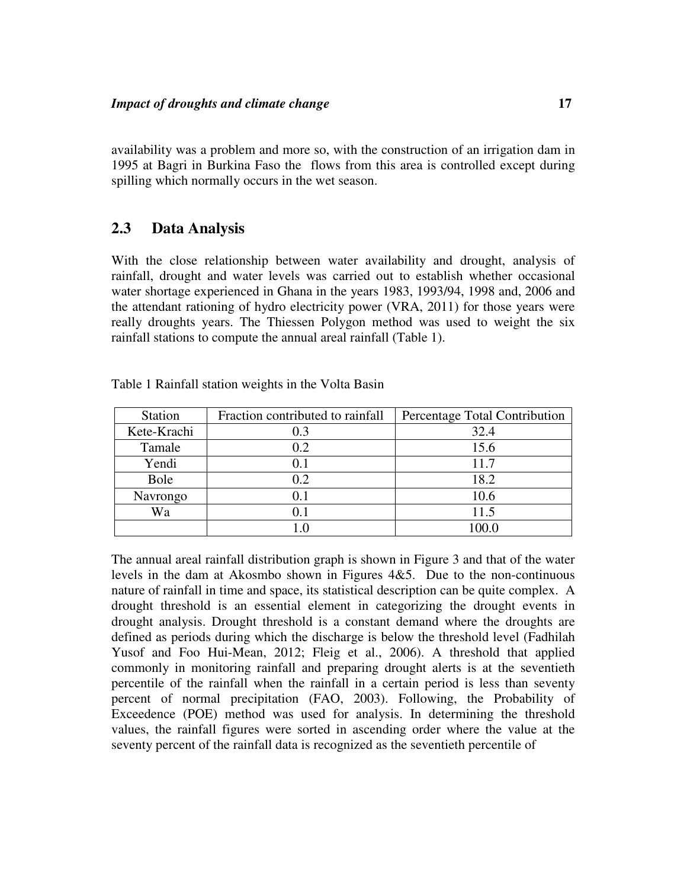availability was a problem and more so, with the construction of an irrigation dam in 1995 at Bagri in Burkina Faso the flows from this area is controlled except during spilling which normally occurs in the wet season.

## 2.3 Data Analysis

With the close relationship between water availability and drought, analysis of rainfall, drought and water levels was carried out to establish whether occasional water shortage experienced in Ghana in the years 1983, 1993/94, 1998 and, 2006 and the attendant rationing of hydro electricity power (VRA, 2011) for those years were really droughts years. The Thiessen Polygon method was used to weight the six rainfall stations to compute the annual areal rainfall (Table 1).

Table 1 Rainfall station weights in the Volta Basin

| Station | Fraction contributed to rainfall | Percentage Total Contribution |
|---|---|---|
| Kete-Krachi | 0.3 | 32.4 |
| Tamale | 0.2 | 15.6 |
| Yendi | 0.1 | 11.7 |
| Bole | 0.2 | 18.2 |
| Navrongo | 0.1 | 10.6 |
| Wa | 0.1 | 11.5 |
| | 1.0 | 100.0 |

The annual areal rainfall distribution graph is shown in Figure 3 and that of the water levels in the dam at Akosmbo shown in Figures 4&5. Due to the non-continuous nature of rainfall in time and space, its statistical description can be quite complex. A drought threshold is an essential element in categorizing the drought events in drought analysis. Drought threshold is a constant demand where the droughts are defined as periods during which the discharge is below the threshold level (Fadhilah Yusof and Foo Hui-Mean, 2012; Fleig et al., 2006). A threshold that applied commonly in monitoring rainfall and preparing drought alerts is at the seventieth percentile of the rainfall when the rainfall in a certain period is less than seventy percent of normal precipitation (FAO, 2003). Following, the Probability of Exceedence (POE) method was used for analysis. In determining the threshold values, the rainfall figures were sorted in ascending order where the value at the seventy percent of the rainfall data is recognized as the seventieth percentile of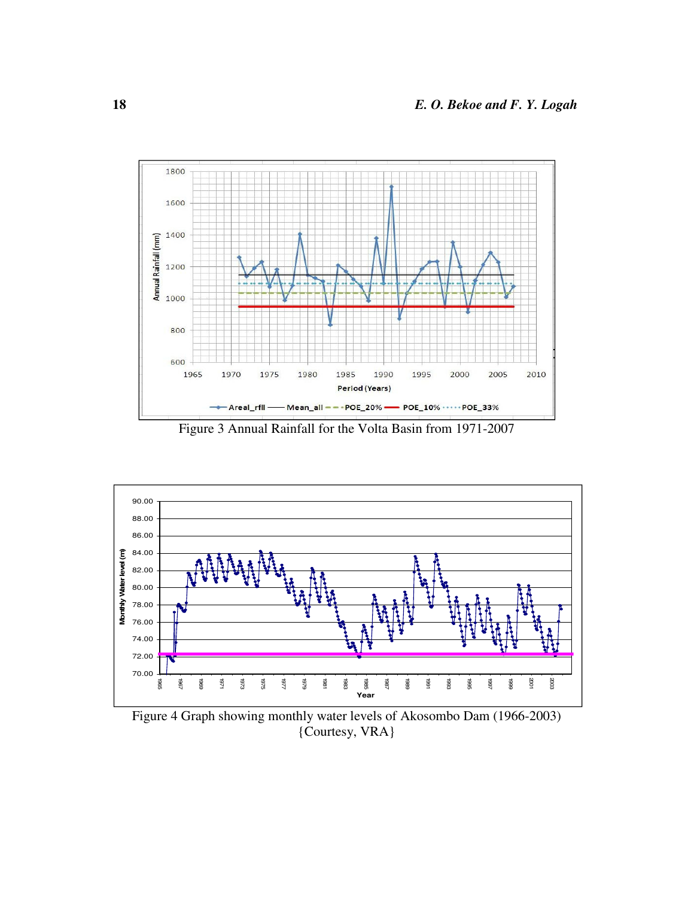Figure 3 Annual Rainfall for the Volta Basin from 1971-2007

Figure 4 Graph showing monthly water levels of Akosombo Dam (1966-2003) {Courtesy, VRA}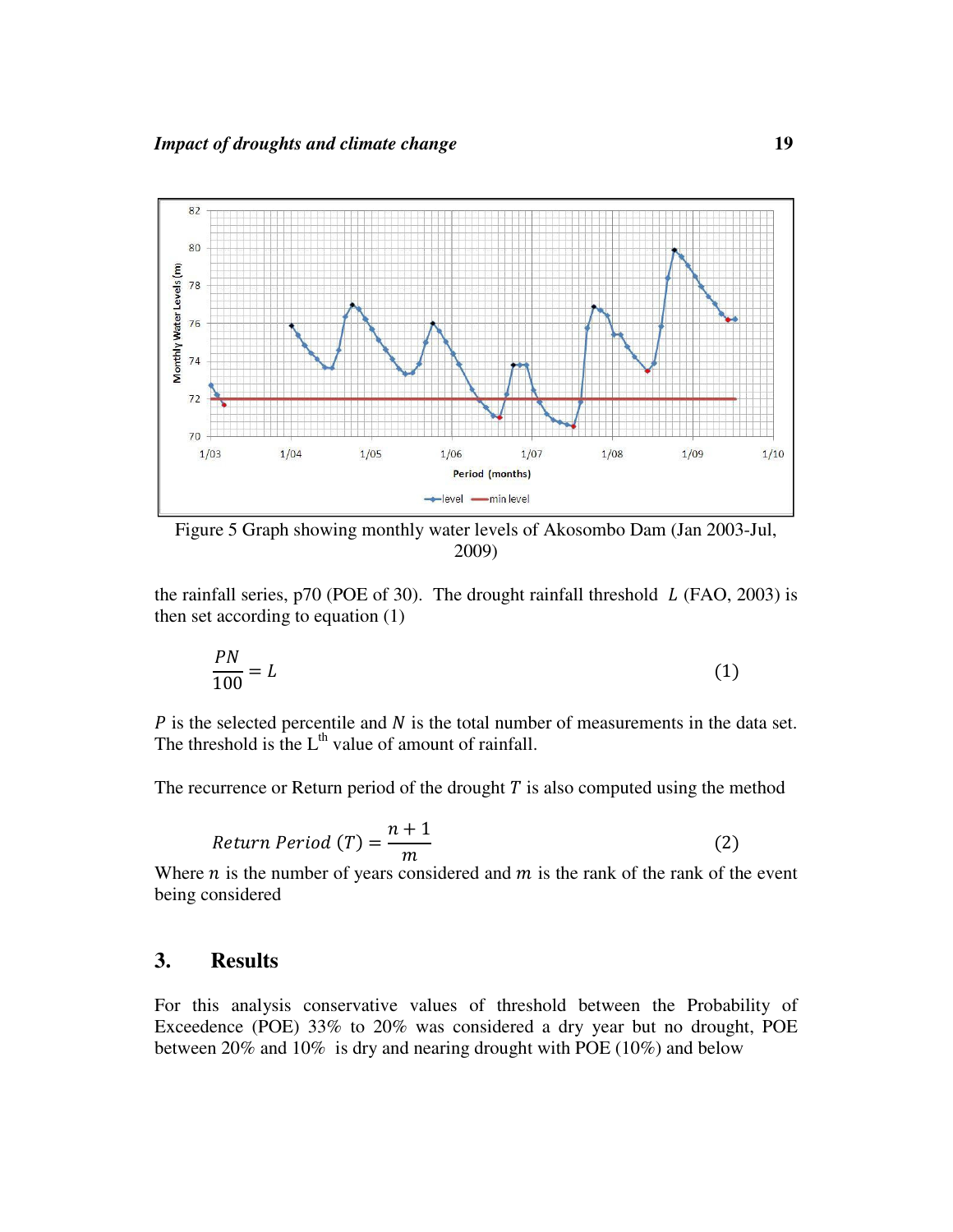Figure 5 Graph showing monthly water levels of Akosombo Dam (Jan 2003-Jul, 2009)

the rainfall series, p70 (POE of 30). The drought rainfall threshold $L$ (FAO, 2003) is then set according to equation (1)

$$\frac{PN}{100} = L \tag{1}$$

$P$ is the selected percentile and $N$ is the total number of measurements in the data set. The threshold is the $L^{th}$ value of amount of rainfall.

The recurrence or Return period of the drought $T$ is also computed using the method

$$Return\ Period\ (T) = \frac{n+1}{m} \tag{2}$$

Where $n$ is the number of years considered and $m$ is the rank of the rank of the event being considered

## 3. Results

For this analysis conservative values of threshold between the Probability of Exceedence (POE) 33% to 20% was considered a dry year but no drought, POE between 20% and 10% is dry and nearing drought with POE (10%) and below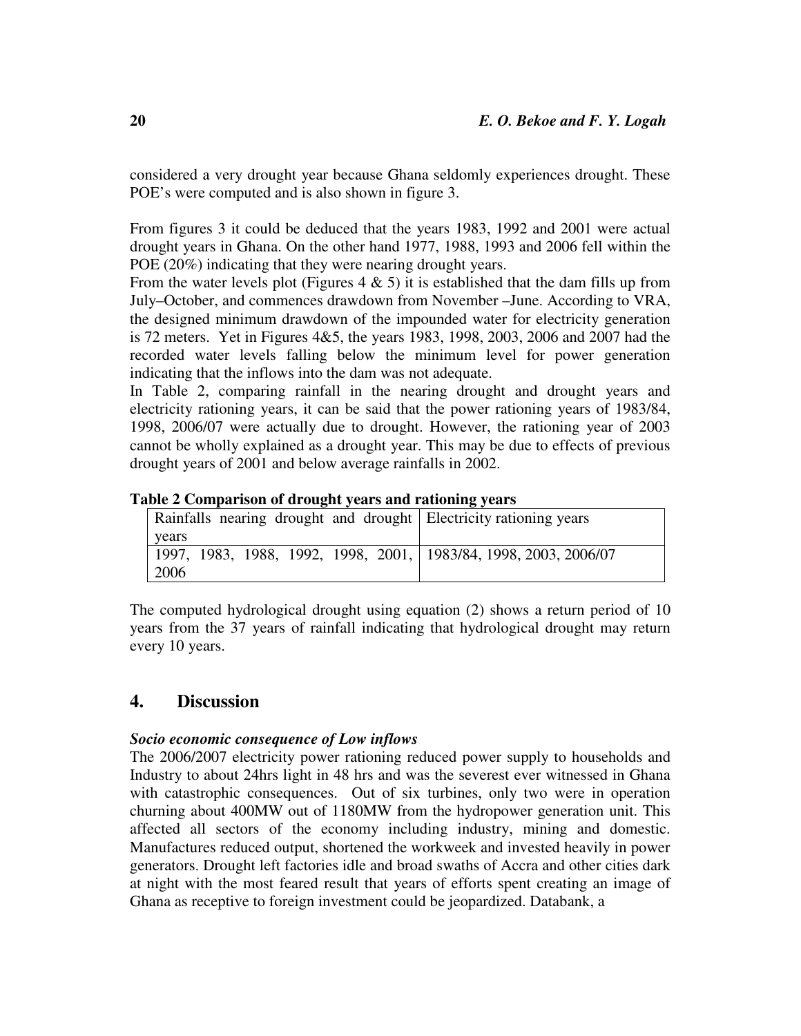considered a very drought year because Ghana seldomly experiences drought. These POE's were computed and is also shown in figure 3.

From figures 3 it could be deduced that the years 1983, 1992 and 2001 were actual drought years in Ghana. On the other hand 1977, 1988, 1993 and 2006 fell within the POE (20%) indicating that they were nearing drought years.

From the water levels plot (Figures 4 & 5) it is established that the dam fills up from July–October, and commences drawdown from November –June. According to VRA, the designed minimum drawdown of the impounded water for electricity generation is 72 meters. Yet in Figures 4&5, the years 1983, 1998, 2003, 2006 and 2007 had the recorded water levels falling below the minimum level for power generation indicating that the inflows into the dam was not adequate.

In Table 2, comparing rainfall in the nearing drought and drought years and electricity rationing years, it can be said that the power rationing years of 1983/84, 1998, 2006/07 were actually due to drought. However, the rationing year of 2003 cannot be wholly explained as a drought year. This may be due to effects of previous drought years of 2001 and below average rainfalls in 2002.

**Table 2 Comparison of drought years and rationing years**

| Rainfalls nearing drought and drought years | Electricity rationing years |
|---|---|
| 1997, 1983, 1988, 1992, 1998, 2001, 2006 | 1983/84, 1998, 2003, 2006/07 |

The computed hydrological drought using equation (2) shows a return period of 10 years from the 37 years of rainfall indicating that hydrological drought may return every 10 years.

## 4. Discussion

***Socio economic consequence of Low inflows***

The 2006/2007 electricity power rationing reduced power supply to households and Industry to about 24hrs light in 48 hrs and was the severest ever witnessed in Ghana with catastrophic consequences. Out of six turbines, only two were in operation churning about 400MW out of 1180MW from the hydropower generation unit. This affected all sectors of the economy including industry, mining and domestic. Manufactures reduced output, shortened the workweek and invested heavily in power generators. Drought left factories idle and broad swaths of Accra and other cities dark at night with the most feared result that years of efforts spent creating an image of Ghana as receptive to foreign investment could be jeopardized. Databank, a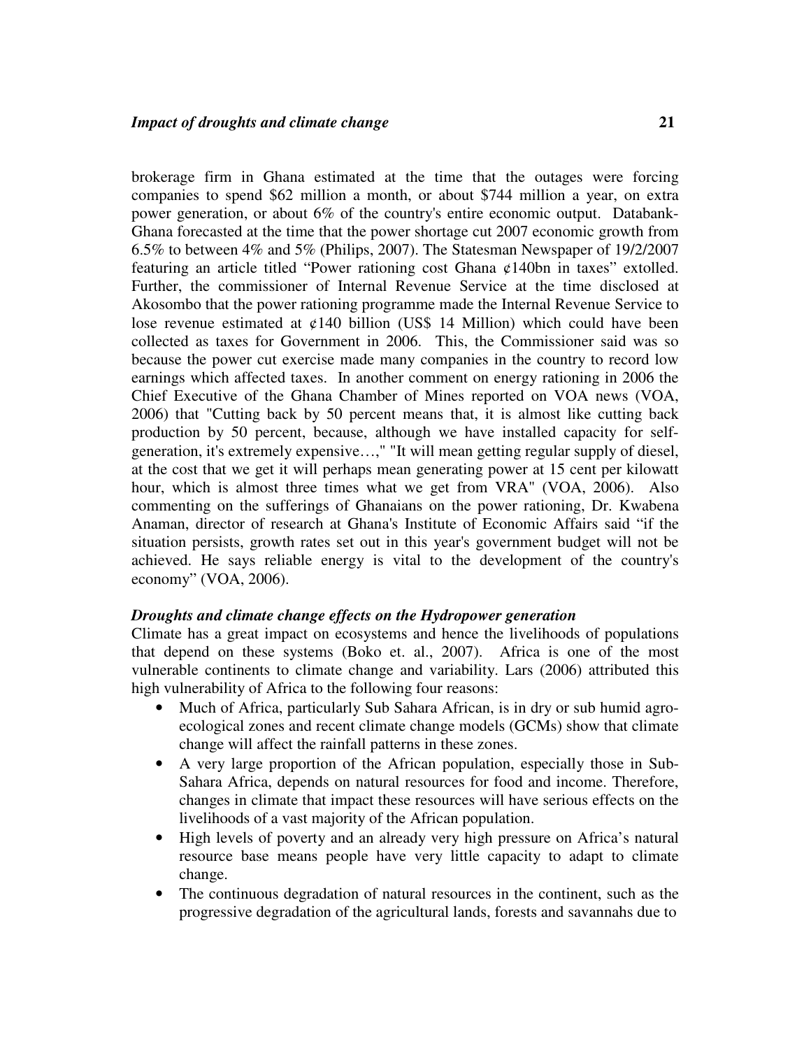brokerage firm in Ghana estimated at the time that the outages were forcing companies to spend $62 million a month, or about $744 million a year, on extra power generation, or about 6% of the country's entire economic output. Databank-Ghana forecasted at the time that the power shortage cut 2007 economic growth from 6.5% to between 4% and 5% (Philips, 2007). The Statesman Newspaper of 19/2/2007 featuring an article titled "Power rationing cost Ghana ¢140bn in taxes" extolled. Further, the commissioner of Internal Revenue Service at the time disclosed at Akosombo that the power rationing programme made the Internal Revenue Service to lose revenue estimated at ¢140 billion (US$ 14 Million) which could have been collected as taxes for Government in 2006. This, the Commissioner said was so because the power cut exercise made many companies in the country to record low earnings which affected taxes. In another comment on energy rationing in 2006 the Chief Executive of the Ghana Chamber of Mines reported on VOA news (VOA, 2006) that "Cutting back by 50 percent means that, it is almost like cutting back production by 50 percent, because, although we have installed capacity for self-generation, it's extremely expensive…," "It will mean getting regular supply of diesel, at the cost that we get it will perhaps mean generating power at 15 cent per kilowatt hour, which is almost three times what we get from VRA" (VOA, 2006). Also commenting on the sufferings of Ghanaians on the power rationing, Dr. Kwabena Anaman, director of research at Ghana's Institute of Economic Affairs said "if the situation persists, growth rates set out in this year's government budget will not be achieved. He says reliable energy is vital to the development of the country's economy" (VOA, 2006).

### *Droughts and climate change effects on the Hydropower generation*

Climate has a great impact on ecosystems and hence the livelihoods of populations that depend on these systems (Boko et. al., 2007). Africa is one of the most vulnerable continents to climate change and variability. Lars (2006) attributed this high vulnerability of Africa to the following four reasons:

- Much of Africa, particularly Sub Sahara African, is in dry or sub humid agro-ecological zones and recent climate change models (GCMs) show that climate change will affect the rainfall patterns in these zones.
- A very large proportion of the African population, especially those in Sub-Sahara Africa, depends on natural resources for food and income. Therefore, changes in climate that impact these resources will have serious effects on the livelihoods of a vast majority of the African population.
- High levels of poverty and an already very high pressure on Africa's natural resource base means people have very little capacity to adapt to climate change.
- The continuous degradation of natural resources in the continent, such as the progressive degradation of the agricultural lands, forests and savannahs due to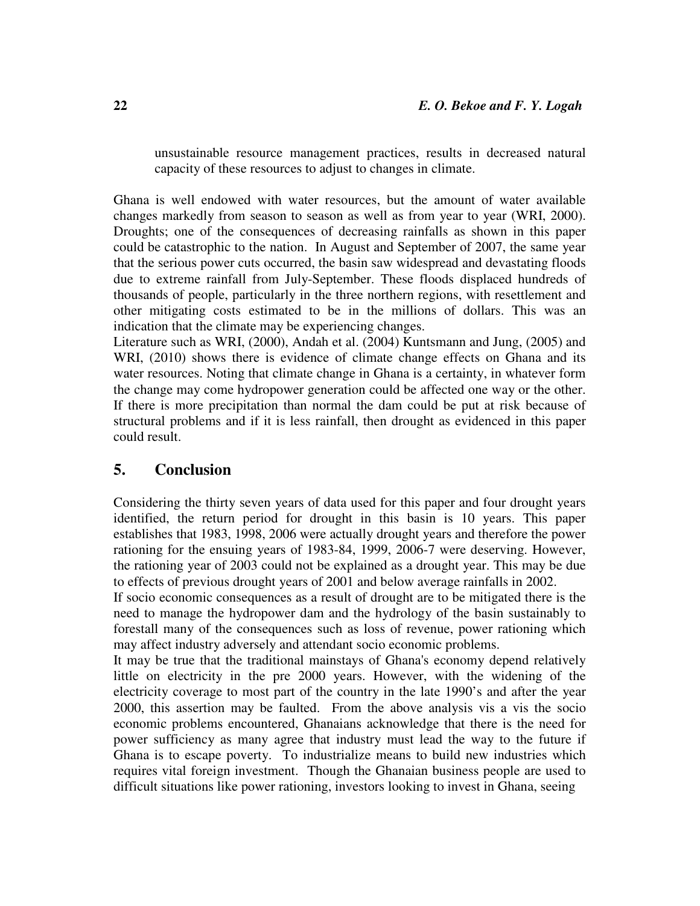unsustainable resource management practices, results in decreased natural capacity of these resources to adjust to changes in climate.

Ghana is well endowed with water resources, but the amount of water available changes markedly from season to season as well as from year to year (WRI, 2000). Droughts; one of the consequences of decreasing rainfalls as shown in this paper could be catastrophic to the nation. In August and September of 2007, the same year that the serious power cuts occurred, the basin saw widespread and devastating floods due to extreme rainfall from July-September. These floods displaced hundreds of thousands of people, particularly in the three northern regions, with resettlement and other mitigating costs estimated to be in the millions of dollars. This was an indication that the climate may be experiencing changes.

Literature such as WRI, (2000), Andah et al. (2004) Kuntsmann and Jung, (2005) and WRI, (2010) shows there is evidence of climate change effects on Ghana and its water resources. Noting that climate change in Ghana is a certainty, in whatever form the change may come hydropower generation could be affected one way or the other. If there is more precipitation than normal the dam could be put at risk because of structural problems and if it is less rainfall, then drought as evidenced in this paper could result.

## 5. Conclusion

Considering the thirty seven years of data used for this paper and four drought years identified, the return period for drought in this basin is 10 years. This paper establishes that 1983, 1998, 2006 were actually drought years and therefore the power rationing for the ensuing years of 1983-84, 1999, 2006-7 were deserving. However, the rationing year of 2003 could not be explained as a drought year. This may be due to effects of previous drought years of 2001 and below average rainfalls in 2002.

If socio economic consequences as a result of drought are to be mitigated there is the need to manage the hydropower dam and the hydrology of the basin sustainably to forestall many of the consequences such as loss of revenue, power rationing which may affect industry adversely and attendant socio economic problems.

It may be true that the traditional mainstays of Ghana's economy depend relatively little on electricity in the pre 2000 years. However, with the widening of the electricity coverage to most part of the country in the late 1990's and after the year 2000, this assertion may be faulted. From the above analysis vis a vis the socio economic problems encountered, Ghanaians acknowledge that there is the need for power sufficiency as many agree that industry must lead the way to the future if Ghana is to escape poverty. To industrialize means to build new industries which requires vital foreign investment. Though the Ghanaian business people are used to difficult situations like power rationing, investors looking to invest in Ghana, seeing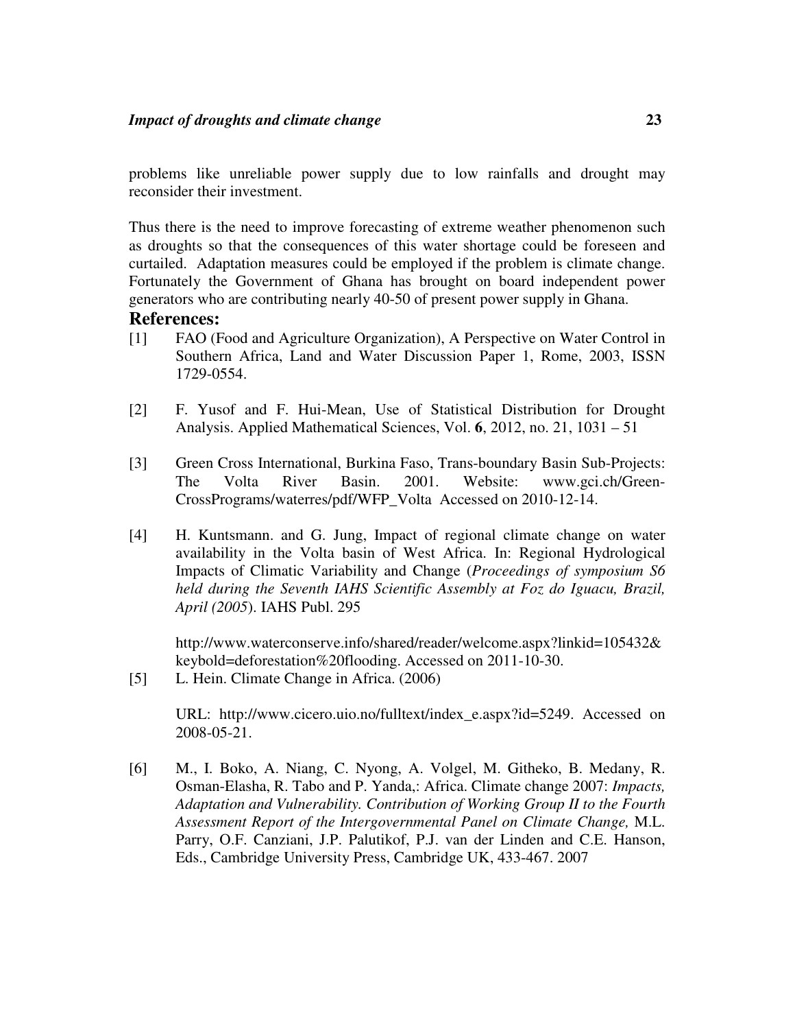problems like unreliable power supply due to low rainfalls and drought may reconsider their investment.

Thus there is the need to improve forecasting of extreme weather phenomenon such as droughts so that the consequences of this water shortage could be foreseen and curtailed. Adaptation measures could be employed if the problem is climate change. Fortunately the Government of Ghana has brought on board independent power generators who are contributing nearly 40-50 of present power supply in Ghana.

## References:

[1] FAO (Food and Agriculture Organization), A Perspective on Water Control in Southern Africa, Land and Water Discussion Paper 1, Rome, 2003, ISSN 1729-0554.

[2] F. Yusof and F. Hui-Mean, Use of Statistical Distribution for Drought Analysis. Applied Mathematical Sciences, Vol. **6**, 2012, no. 21, 1031 – 51

[3] Green Cross International, Burkina Faso, Trans-boundary Basin Sub-Projects: The Volta River Basin. 2001. Website: www.gci.ch/Green-CrossPrograms/waterres/pdf/WFP_Volta Accessed on 2010-12-14.

[4] H. Kuntsmann. and G. Jung, Impact of regional climate change on water availability in the Volta basin of West Africa. In: Regional Hydrological Impacts of Climatic Variability and Change (*Proceedings of symposium S6 held during the Seventh IAHS Scientific Assembly at Foz do Iguacu, Brazil, April (2005*). IAHS Publ. 295

http://www.waterconserve.info/shared/reader/welcome.aspx?linkid=105432&keybold=deforestation%20flooding. Accessed on 2011-10-30.

[5] L. Hein. Climate Change in Africa. (2006)

URL: http://www.cicero.uio.no/fulltext/index_e.aspx?id=5249. Accessed on 2008-05-21.

[6] M., I. Boko, A. Niang, C. Nyong, A. Volgel, M. Githeko, B. Medany, R. Osman-Elasha, R. Tabo and P. Yanda,: Africa. Climate change 2007: *Impacts, Adaptation and Vulnerability. Contribution of Working Group II to the Fourth Assessment Report of the Intergovernmental Panel on Climate Change,* M.L. Parry, O.F. Canziani, J.P. Palutikof, P.J. van der Linden and C.E. Hanson, Eds., Cambridge University Press, Cambridge UK, 433-467. 2007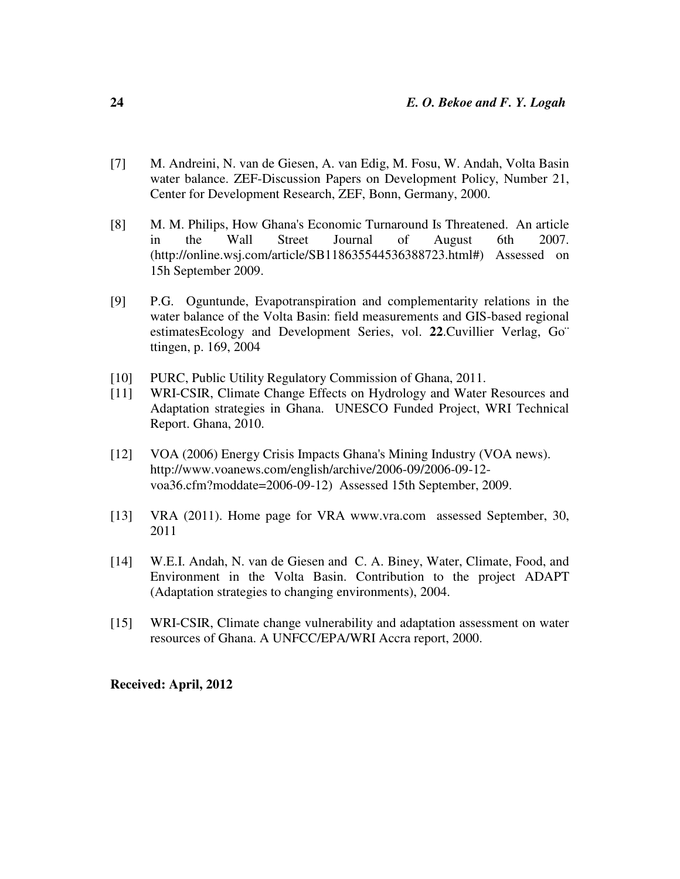[7] M. Andreini, N. van de Giesen, A. van Edig, M. Fosu, W. Andah, Volta Basin water balance. ZEF-Discussion Papers on Development Policy, Number 21, Center for Development Research, ZEF, Bonn, Germany, 2000.

[8] M. M. Philips, How Ghana's Economic Turnaround Is Threatened. An article in the Wall Street Journal of August 6th 2007. (http://online.wsj.com/article/SB118635544536388723.html#) Assessed on 15h September 2009.

[9] P.G. Oguntunde, Evapotranspiration and complementarity relations in the water balance of the Volta Basin: field measurements and GIS-based regional estimatesEcology and Development Series, vol. **22**.Cuvillier Verlag, Go¨ ttingen, p. 169, 2004

[10] PURC, Public Utility Regulatory Commission of Ghana, 2011.

[11] WRI-CSIR, Climate Change Effects on Hydrology and Water Resources and Adaptation strategies in Ghana. UNESCO Funded Project, WRI Technical Report. Ghana, 2010.

[12] VOA (2006) Energy Crisis Impacts Ghana's Mining Industry (VOA news). http://www.voanews.com/english/archive/2006-09/2006-09-12-voa36.cfm?moddate=2006-09-12) Assessed 15th September, 2009.

[13] VRA (2011). Home page for VRA www.vra.com assessed September, 30, 2011

[14] W.E.I. Andah, N. van de Giesen and C. A. Biney, Water, Climate, Food, and Environment in the Volta Basin. Contribution to the project ADAPT (Adaptation strategies to changing environments), 2004.

[15] WRI-CSIR, Climate change vulnerability and adaptation assessment on water resources of Ghana. A UNFCC/EPA/WRI Accra report, 2000.

**Received: April, 2012**